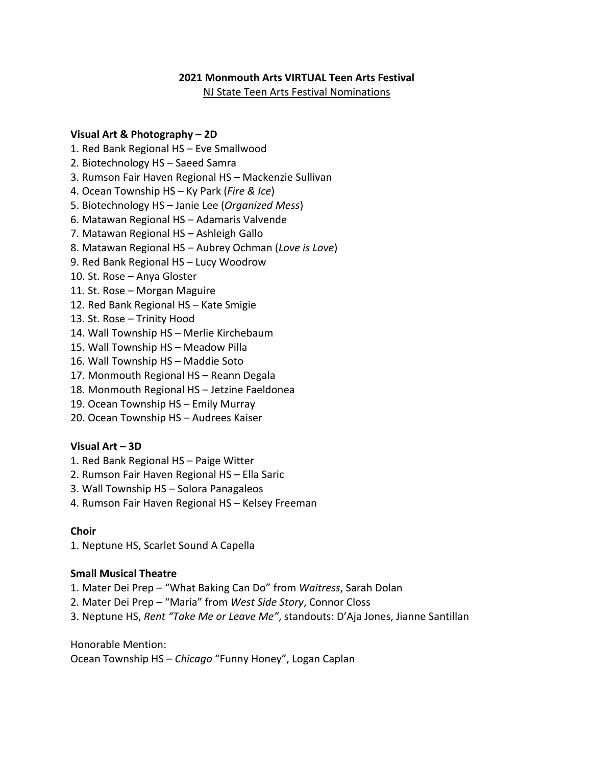**2021 Monmouth Arts VIRTUAL Teen Arts Festival**

NJ State Teen Arts Festival Nominations

**Visual Art & Photography – 2D**

1. Red Bank Regional HS – Eve Smallwood
2. Biotechnology HS – Saeed Samra
3. Rumson Fair Haven Regional HS – Mackenzie Sullivan
4. Ocean Township HS – Ky Park (*Fire & Ice*)
5. Biotechnology HS – Janie Lee (*Organized Mess*)
6. Matawan Regional HS – Adamaris Valvende
7. Matawan Regional HS – Ashleigh Gallo
8. Matawan Regional HS – Aubrey Ochman (*Love is Love*)
9. Red Bank Regional HS – Lucy Woodrow
10. St. Rose – Anya Gloster
11. St. Rose – Morgan Maguire
12. Red Bank Regional HS – Kate Smigie
13. St. Rose – Trinity Hood
14. Wall Township HS – Merlie Kirchebaum
15. Wall Township HS – Meadow Pilla
16. Wall Township HS – Maddie Soto
17. Monmouth Regional HS – Reann Degala
18. Monmouth Regional HS – Jetzine Faeldonea
19. Ocean Township HS – Emily Murray
20. Ocean Township HS – Audrees Kaiser

**Visual Art – 3D**

1. Red Bank Regional HS – Paige Witter
2. Rumson Fair Haven Regional HS – Ella Saric
3. Wall Township HS – Solora Panagaleos
4. Rumson Fair Haven Regional HS – Kelsey Freeman

**Choir**

1. Neptune HS, Scarlet Sound A Capella

**Small Musical Theatre**

1. Mater Dei Prep – "What Baking Can Do" from *Waitress*, Sarah Dolan
2. Mater Dei Prep – "Maria" from *West Side Story*, Connor Closs
3. Neptune HS, *Rent "Take Me or Leave Me"*, standouts: D'Aja Jones, Jianne Santillan

Honorable Mention:

Ocean Township HS – *Chicago* "Funny Honey", Logan Caplan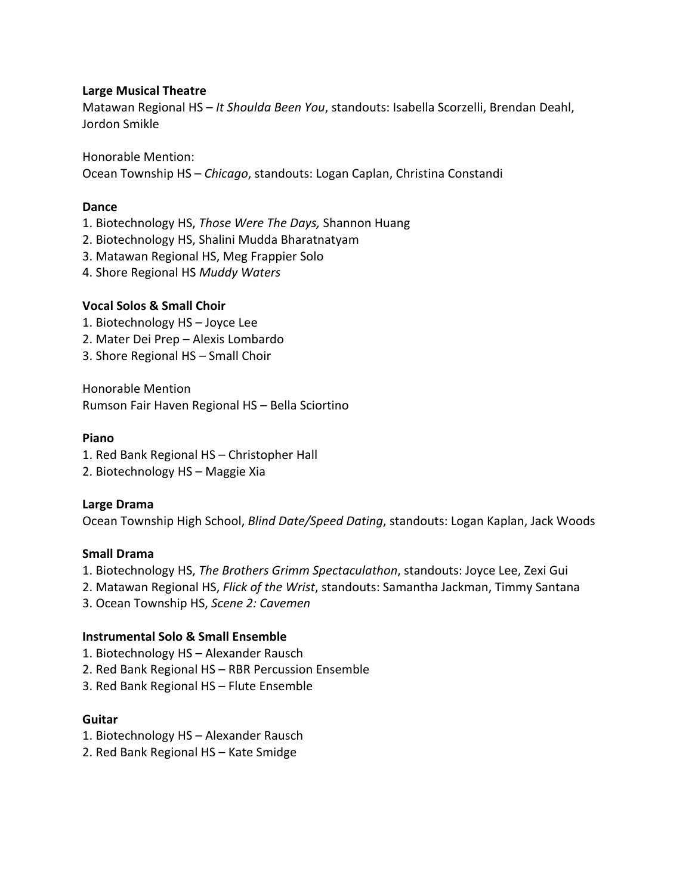**Large Musical Theatre**
Matawan Regional HS – *It Shoulda Been You*, standouts: Isabella Scorzelli, Brendan Deahl, Jordon Smikle

Honorable Mention:
Ocean Township HS – *Chicago*, standouts: Logan Caplan, Christina Constandi

**Dance**
1. Biotechnology HS, *Those Were The Days,* Shannon Huang
2. Biotechnology HS, Shalini Mudda Bharatnatyam
3. Matawan Regional HS, Meg Frappier Solo
4. Shore Regional HS *Muddy Waters*

**Vocal Solos & Small Choir**
1. Biotechnology HS – Joyce Lee
2. Mater Dei Prep – Alexis Lombardo
3. Shore Regional HS – Small Choir

Honorable Mention
Rumson Fair Haven Regional HS – Bella Sciortino

**Piano**
1. Red Bank Regional HS – Christopher Hall
2. Biotechnology HS – Maggie Xia

**Large Drama**
Ocean Township High School, *Blind Date/Speed Dating*, standouts: Logan Kaplan, Jack Woods

**Small Drama**
1. Biotechnology HS, *The Brothers Grimm Spectaculathon*, standouts: Joyce Lee, Zexi Gui
2. Matawan Regional HS, *Flick of the Wrist*, standouts: Samantha Jackman, Timmy Santana
3. Ocean Township HS, *Scene 2: Cavemen*

**Instrumental Solo & Small Ensemble**
1. Biotechnology HS – Alexander Rausch
2. Red Bank Regional HS – RBR Percussion Ensemble
3. Red Bank Regional HS – Flute Ensemble

**Guitar**
1. Biotechnology HS – Alexander Rausch
2. Red Bank Regional HS – Kate Smidge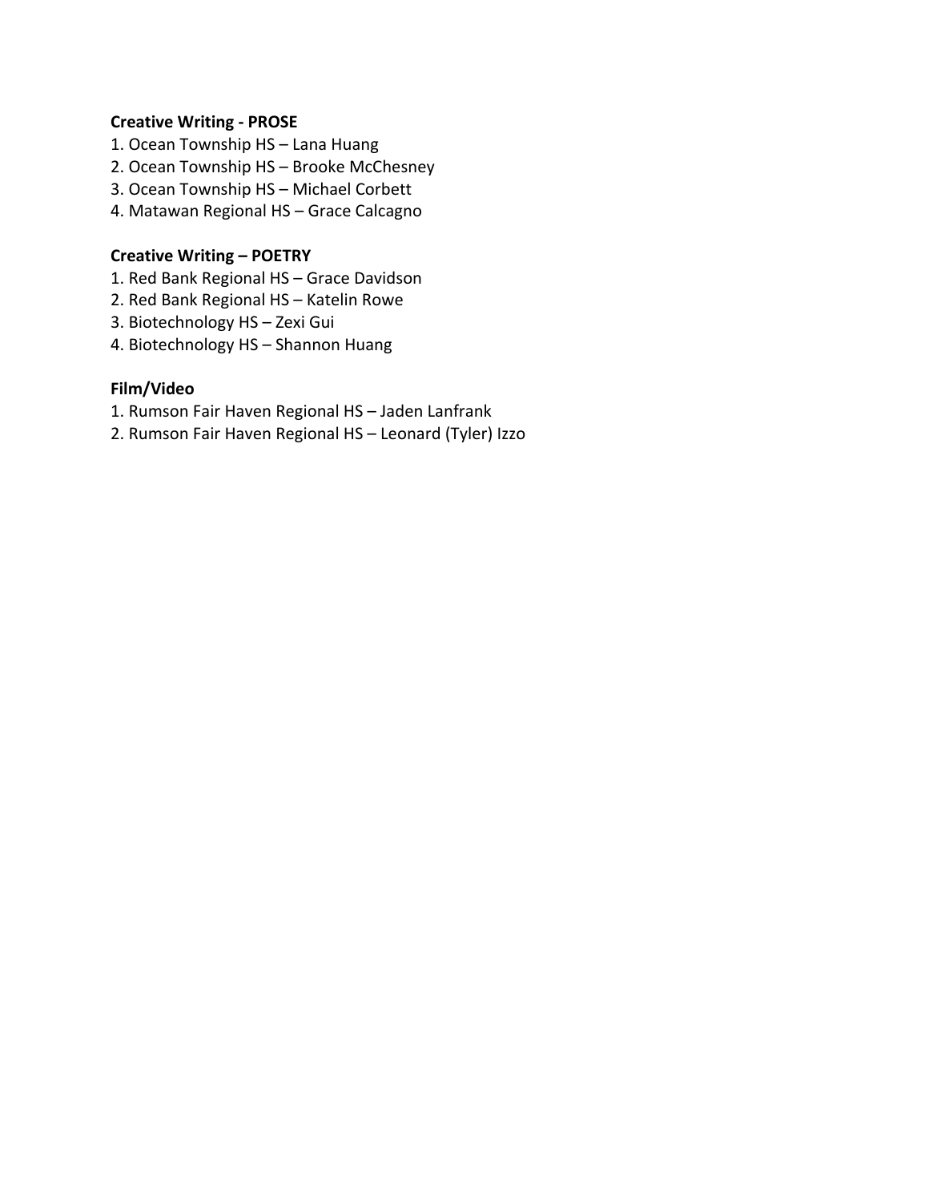**Creative Writing - PROSE**

1. Ocean Township HS – Lana Huang
2. Ocean Township HS – Brooke McChesney
3. Ocean Township HS – Michael Corbett
4. Matawan Regional HS – Grace Calcagno

**Creative Writing – POETRY**

1. Red Bank Regional HS – Grace Davidson
2. Red Bank Regional HS – Katelin Rowe
3. Biotechnology HS – Zexi Gui
4. Biotechnology HS – Shannon Huang

**Film/Video**

1. Rumson Fair Haven Regional HS – Jaden Lanfrank
2. Rumson Fair Haven Regional HS – Leonard (Tyler) Izzo